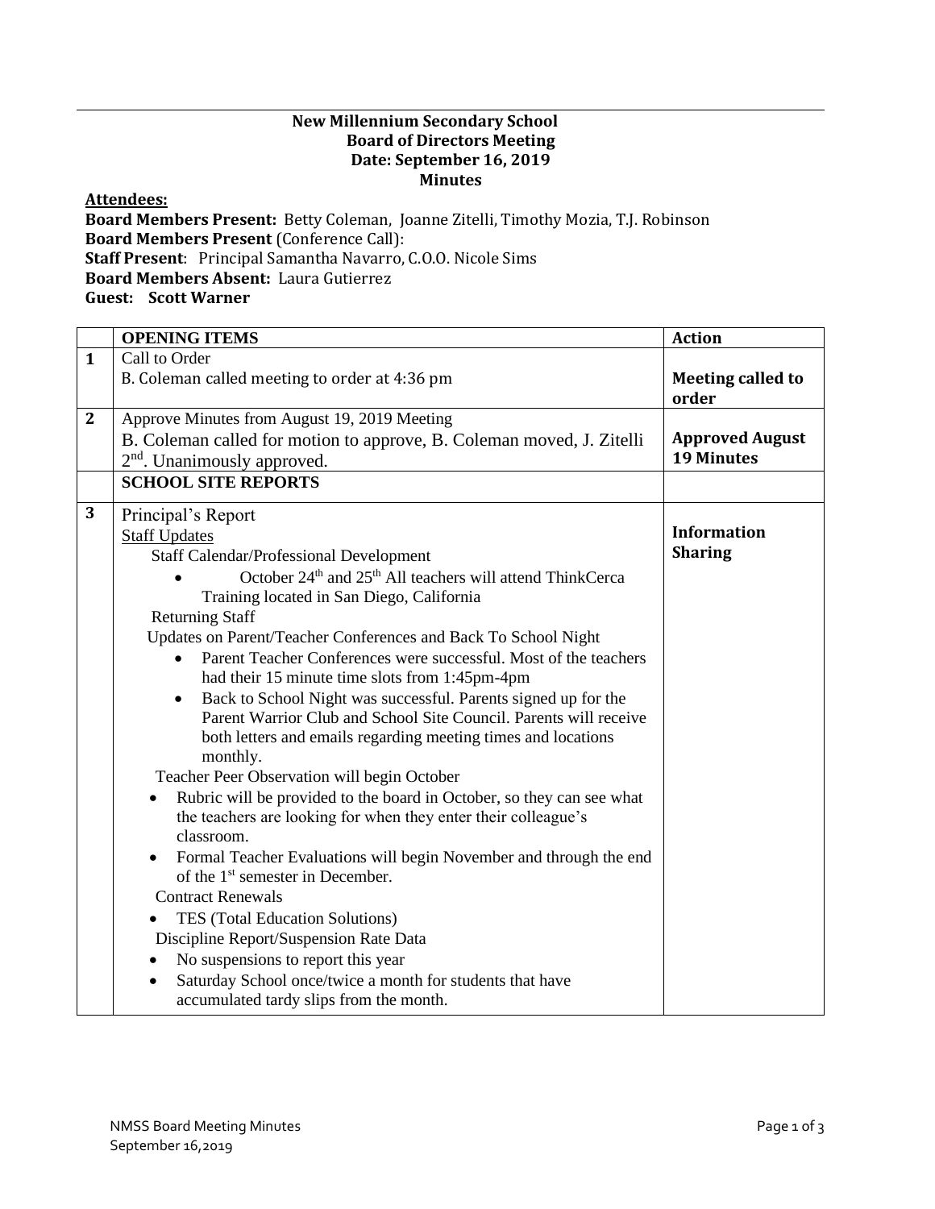**New Millennium Secondary School**
**Board of Directors Meeting**
**Date: September 16, 2019**
**Minutes**

**Attendees:**

**Board Members Present:** Betty Coleman, Joanne Zitelli, Timothy Mozia, T.J. Robinson
**Board Members Present** (Conference Call):
**Staff Present**: Principal Samantha Navarro, C.O.O. Nicole Sims
**Board Members Absent:** Laura Gutierrez
**Guest: Scott Warner**

| | **OPENING ITEMS** | **Action** |
|---|---|---|
| **1** | Call to Order<br>B. Coleman called meeting to order at 4:36 pm | **Meeting called to order** |
| **2** | Approve Minutes from August 19, 2019 Meeting<br>B. Coleman called for motion to approve, B. Coleman moved, J. Zitelli 2nd. Unanimously approved. | **Approved August 19 Minutes** |
| | **SCHOOL SITE REPORTS** | |
| **3** | Principal's Report<br>Staff Updates<br>Staff Calendar/Professional Development<br>• October 24th and 25th All teachers will attend ThinkCerca Training located in San Diego, California<br>Returning Staff<br>Updates on Parent/Teacher Conferences and Back To School Night<br>• Parent Teacher Conferences were successful. Most of the teachers had their 15 minute time slots from 1:45pm-4pm<br>• Back to School Night was successful. Parents signed up for the Parent Warrior Club and School Site Council. Parents will receive both letters and emails regarding meeting times and locations monthly.<br>Teacher Peer Observation will begin October<br>• Rubric will be provided to the board in October, so they can see what the teachers are looking for when they enter their colleague's classroom.<br>• Formal Teacher Evaluations will begin November and through the end of the 1st semester in December.<br>Contract Renewals<br>• TES (Total Education Solutions)<br>Discipline Report/Suspension Rate Data<br>• No suspensions to report this year<br>• Saturday School once/twice a month for students that have accumulated tardy slips from the month. | **Information Sharing** |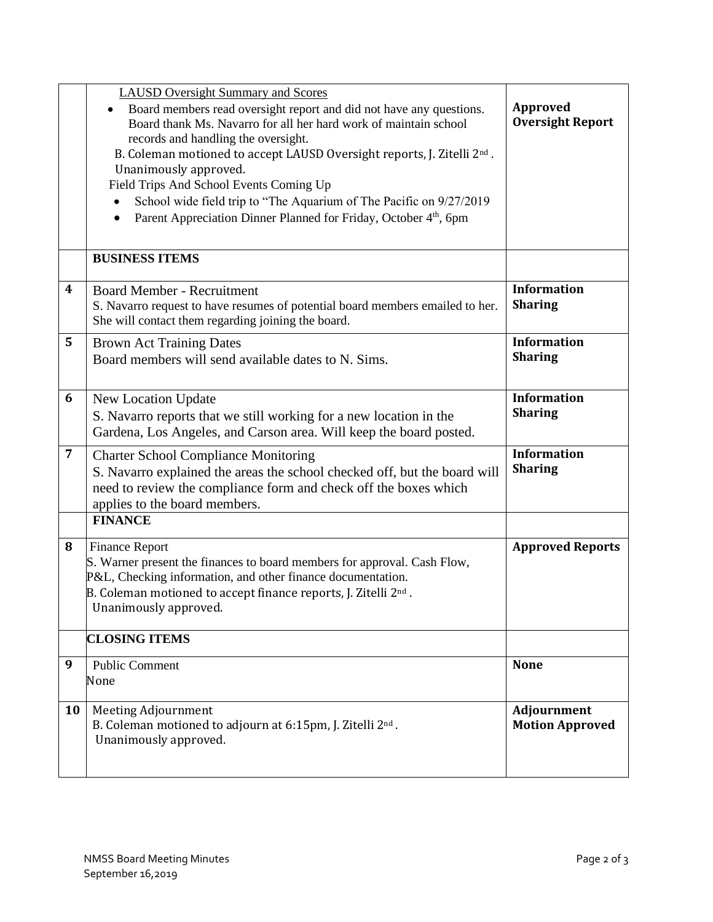| | | |
|---|---|---|
| | LAUSD Oversight Summary and Scores<br>• Board members read oversight report and did not have any questions. Board thank Ms. Navarro for all her hard work of maintain school records and handling the oversight.<br>B. Coleman motioned to accept LAUSD Oversight reports, J. Zitelli 2nd . Unanimously approved.<br>Field Trips And School Events Coming Up<br>• School wide field trip to "The Aquarium of The Pacific on 9/27/2019<br>• Parent Appreciation Dinner Planned for Friday, October 4th, 6pm | **Approved Oversight Report** |
| | **BUSINESS ITEMS** | |
| **4** | Board Member - Recruitment<br>S. Navarro request to have resumes of potential board members emailed to her. She will contact them regarding joining the board. | **Information Sharing** |
| **5** | Brown Act Training Dates<br>Board members will send available dates to N. Sims. | **Information Sharing** |
| **6** | New Location Update<br>S. Navarro reports that we still working for a new location in the Gardena, Los Angeles, and Carson area. Will keep the board posted. | **Information Sharing** |
| **7** | Charter School Compliance Monitoring<br>S. Navarro explained the areas the school checked off, but the board will need to review the compliance form and check off the boxes which applies to the board members. | **Information Sharing** |
| | **FINANCE** | |
| **8** | Finance Report<br>S. Warner present the finances to board members for approval. Cash Flow, P&L, Checking information, and other finance documentation.<br>B. Coleman motioned to accept finance reports, J. Zitelli 2nd .<br>Unanimously approved. | **Approved Reports** |
| | **CLOSING ITEMS** | |
| **9** | Public Comment<br>None | **None** |
| **10** | Meeting Adjournment<br>B. Coleman motioned to adjourn at 6:15pm, J. Zitelli 2nd .<br>Unanimously approved. | **Adjournment Motion Approved** |

NMSS Board Meeting Minutes
September 16,2019